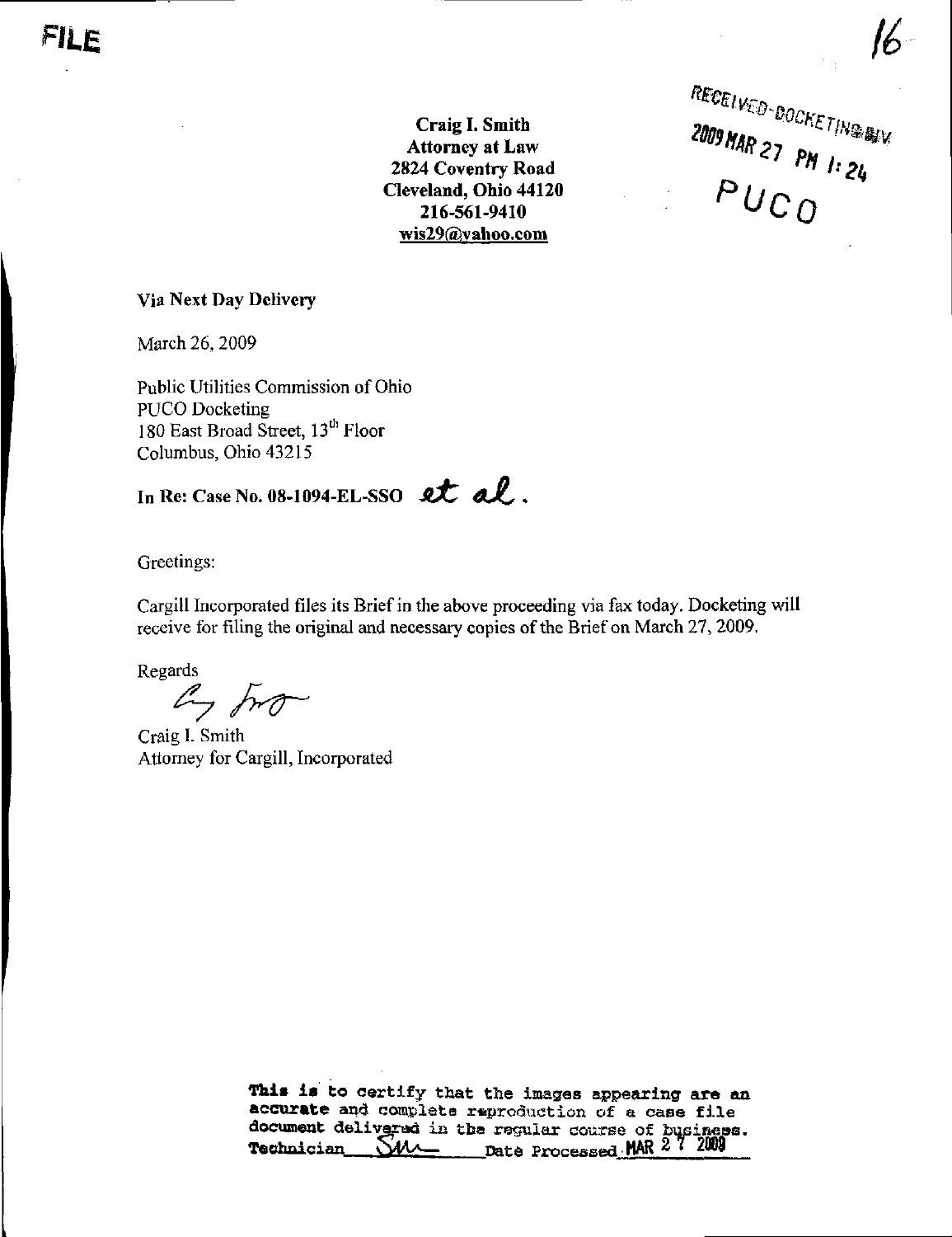FILE

16

Craig I. Smith
Attorney at Law
2824 Coventry Road
Cleveland, Ohio 44120
216-561-9410
wis29@yahoo.com

RECEIVED-DOCKETING DIV
2009 MAR 27 PM 1:24
PUCO

Via Next Day Delivery

March 26, 2009

Public Utilities Commission of Ohio
PUCO Docketing
180 East Broad Street, 13th Floor
Columbus, Ohio 43215

In Re: Case No. 08-1094-EL-SSO *et al.*

Greetings:

Cargill Incorporated files its Brief in the above proceeding via fax today. Docketing will receive for filing the original and necessary copies of the Brief on March 27, 2009.

Regards

Craig I. Smith
Attorney for Cargill, Incorporated

This is to certify that the images appearing are an accurate and complete reproduction of a case file document delivered in the regular course of business.
Technician ___SM___ Date Processed MAR 27 2009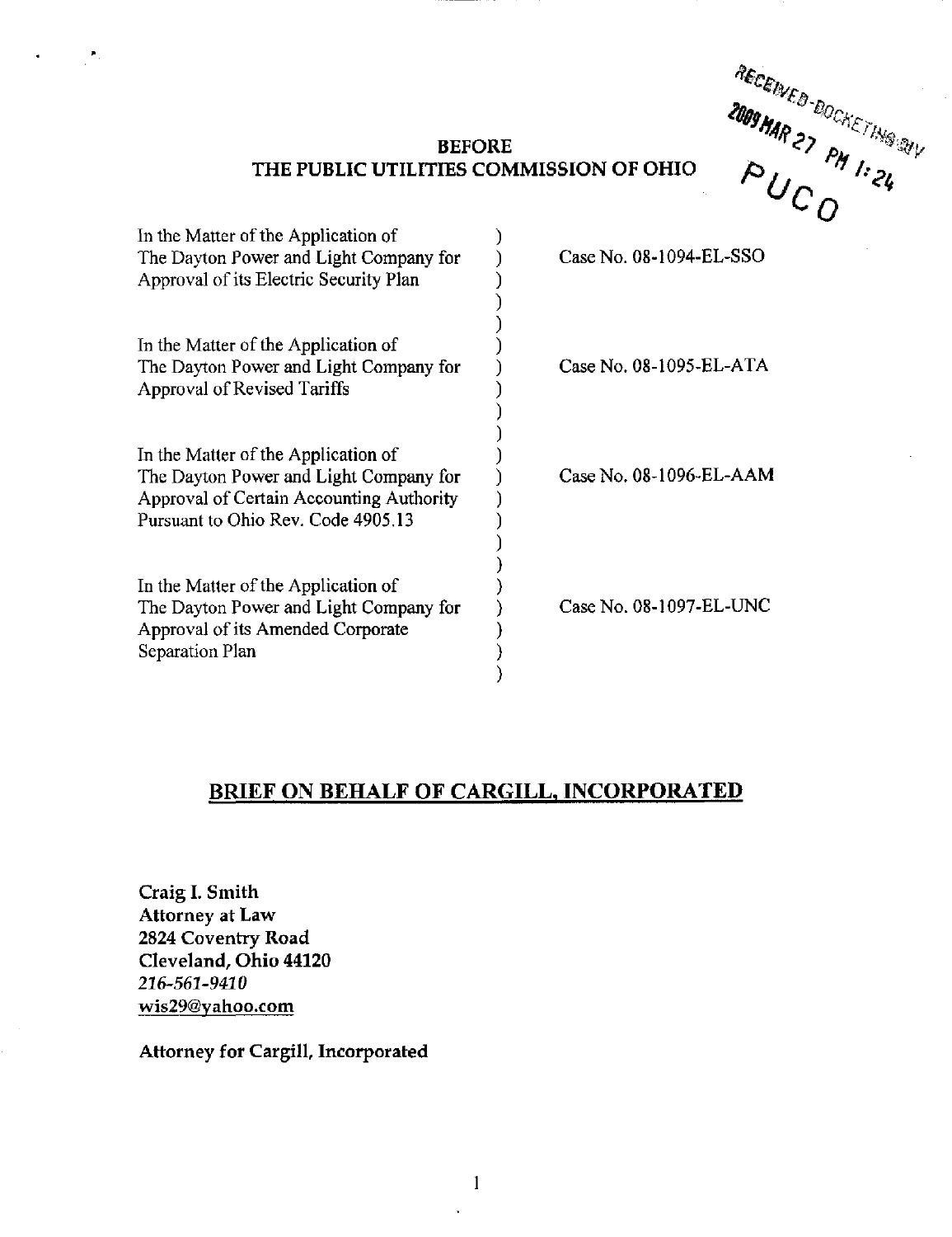RECEIVED-DOCKETING DIV
2009 MAR 27 PM 1:24
PUCO

**BEFORE**
**THE PUBLIC UTILITIES COMMISSION OF OHIO**

| | | |
|---|---|---|
| In the Matter of the Application of The Dayton Power and Light Company for Approval of its Electric Security Plan | ) | Case No. 08-1094-EL-SSO |
| In the Matter of the Application of The Dayton Power and Light Company for Approval of Revised Tariffs | ) | Case No. 08-1095-EL-ATA |
| In the Matter of the Application of The Dayton Power and Light Company for Approval of Certain Accounting Authority Pursuant to Ohio Rev. Code 4905.13 | ) | Case No. 08-1096-EL-AAM |
| In the Matter of the Application of The Dayton Power and Light Company for Approval of its Amended Corporate Separation Plan | ) | Case No. 08-1097-EL-UNC |

# BRIEF ON BEHALF OF CARGILL, INCORPORATED

**Craig I. Smith**
**Attorney at Law**
**2824 Coventry Road**
**Cleveland, Ohio 44120**
*216-561-9410*
wis29@yahoo.com

**Attorney for Cargill, Incorporated**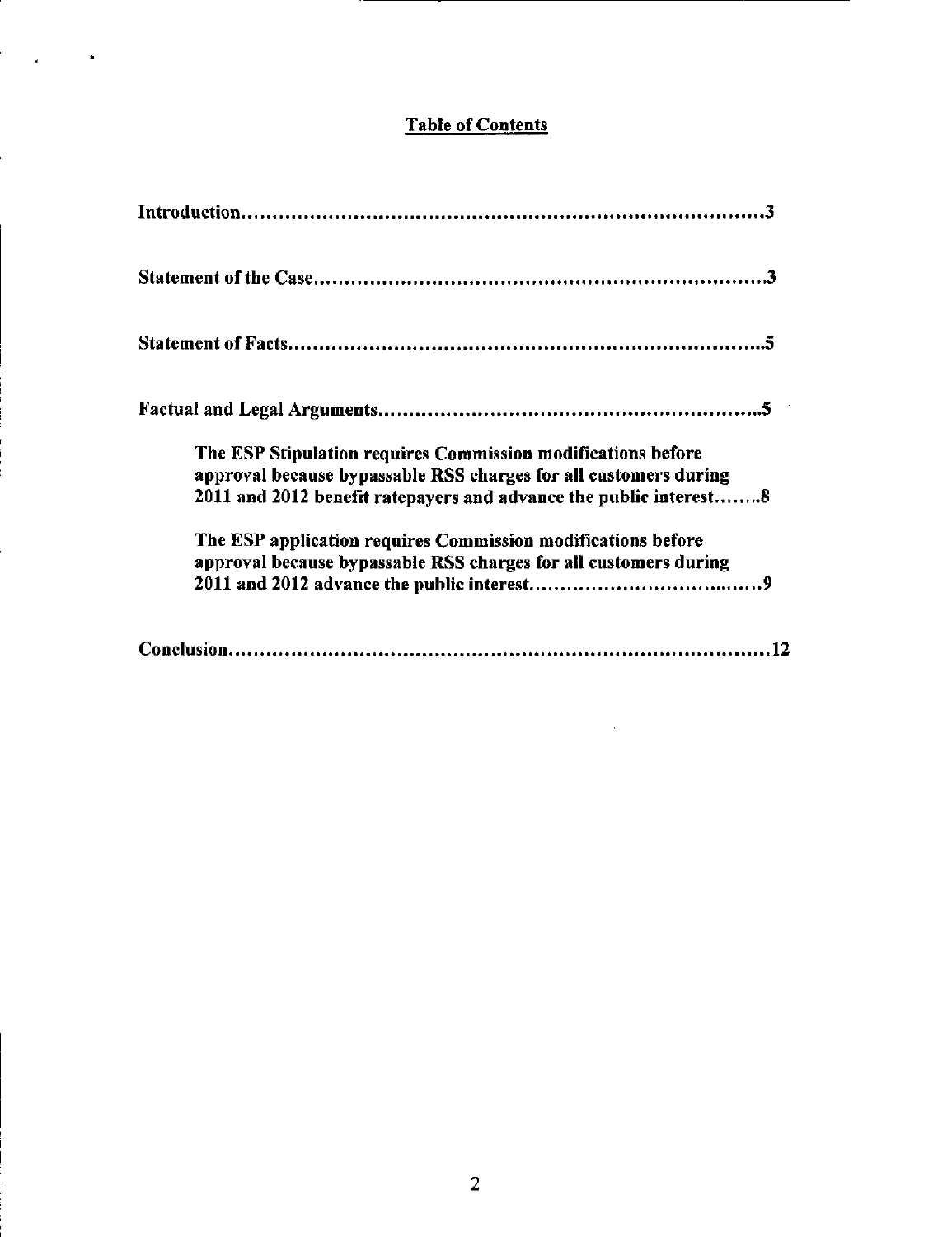## Table of Contents

**Introduction....................................................................................3**

**Statement of the Case.......................................................................3**

**Statement of Facts...........................................................................5**

**Factual and Legal Arguments............................................................5**

> **The ESP Stipulation requires Commission modifications before approval because bypassable RSS charges for all customers during 2011 and 2012 benefit ratepayers and advance the public interest........8**
>
> **The ESP application requires Commission modifications before approval because bypassable RSS charges for all customers during 2011 and 2012 advance the public interest.......................................9**

**Conclusion........................................................................................12**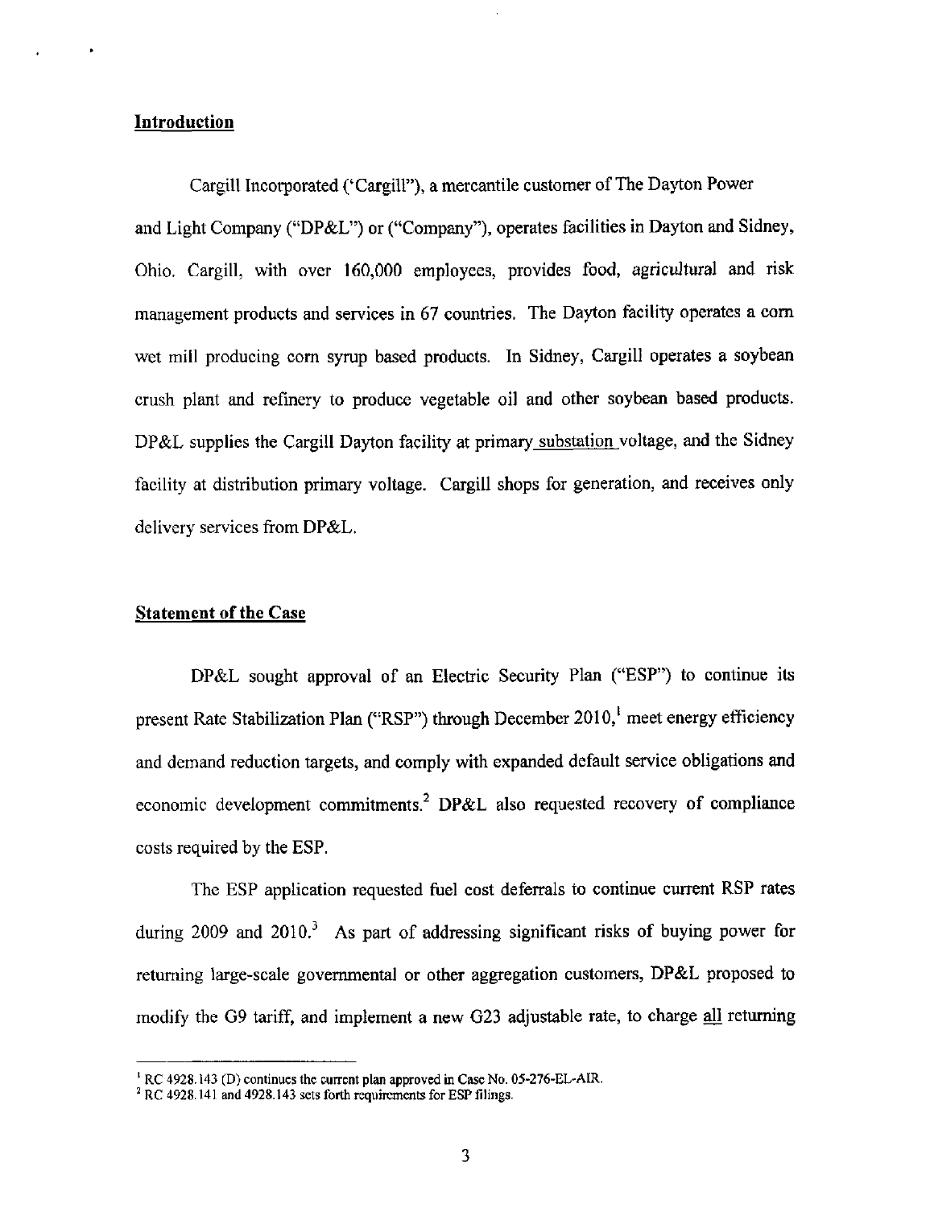## Introduction

Cargill Incorporated ('Cargill"), a mercantile customer of The Dayton Power and Light Company ("DP&L") or ("Company"), operates facilities in Dayton and Sidney, Ohio. Cargill, with over 160,000 employees, provides food, agricultural and risk management products and services in 67 countries. The Dayton facility operates a corn wet mill producing corn syrup based products. In Sidney, Cargill operates a soybean crush plant and refinery to produce vegetable oil and other soybean based products. DP&L supplies the Cargill Dayton facility at primary substation voltage, and the Sidney facility at distribution primary voltage. Cargill shops for generation, and receives only delivery services from DP&L.

## Statement of the Case

DP&L sought approval of an Electric Security Plan ("ESP") to continue its present Rate Stabilization Plan ("RSP") through December 2010,[1] meet energy efficiency and demand reduction targets, and comply with expanded default service obligations and economic development commitments.[2] DP&L also requested recovery of compliance costs required by the ESP.

The ESP application requested fuel cost deferrals to continue current RSP rates during 2009 and 2010.[3] As part of addressing significant risks of buying power for returning large-scale governmental or other aggregation customers, DP&L proposed to modify the G9 tariff, and implement a new G23 adjustable rate, to charge all returning

---

[1] RC 4928.143 (D) continues the current plan approved in Case No. 05-276-EL-AIR.

[2] RC 4928.141 and 4928.143 sets forth requirements for ESP filings.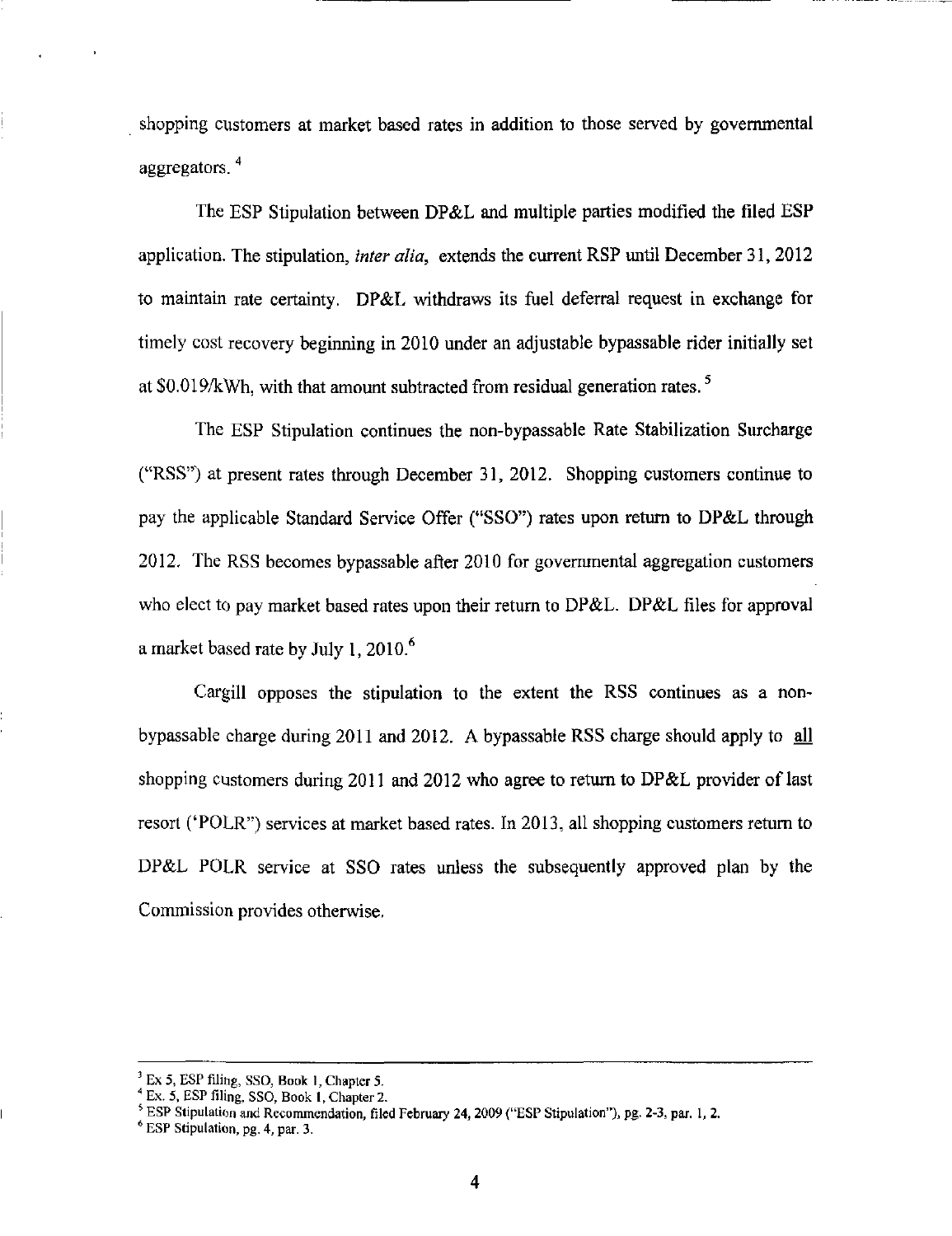shopping customers at market based rates in addition to those served by governmental aggregators. [4]

The ESP Stipulation between DP&L and multiple parties modified the filed ESP application. The stipulation, *inter alia*, extends the current RSP until December 31, 2012 to maintain rate certainty. DP&L withdraws its fuel deferral request in exchange for timely cost recovery beginning in 2010 under an adjustable bypassable rider initially set at $0.019/kWh, with that amount subtracted from residual generation rates. [5]

The ESP Stipulation continues the non-bypassable Rate Stabilization Surcharge ("RSS") at present rates through December 31, 2012. Shopping customers continue to pay the applicable Standard Service Offer ("SSO") rates upon return to DP&L through 2012. The RSS becomes bypassable after 2010 for governmental aggregation customers who elect to pay market based rates upon their return to DP&L. DP&L files for approval a market based rate by July 1, 2010.[6]

Cargill opposes the stipulation to the extent the RSS continues as a non-bypassable charge during 2011 and 2012. A bypassable RSS charge should apply to <u>all</u> shopping customers during 2011 and 2012 who agree to return to DP&L provider of last resort ('POLR") services at market based rates. In 2013, all shopping customers return to DP&L POLR service at SSO rates unless the subsequently approved plan by the Commission provides otherwise.

---

[3] Ex 5, ESP filing, SSO, Book 1, Chapter 5.

[4] Ex. 5, ESP filing, SSO, Book 1, Chapter 2.

[5] ESP Stipulation and Recommendation, filed February 24, 2009 ("ESP Stipulation"), pg. 2-3, par. 1, 2.

[6] ESP Stipulation, pg. 4, par. 3.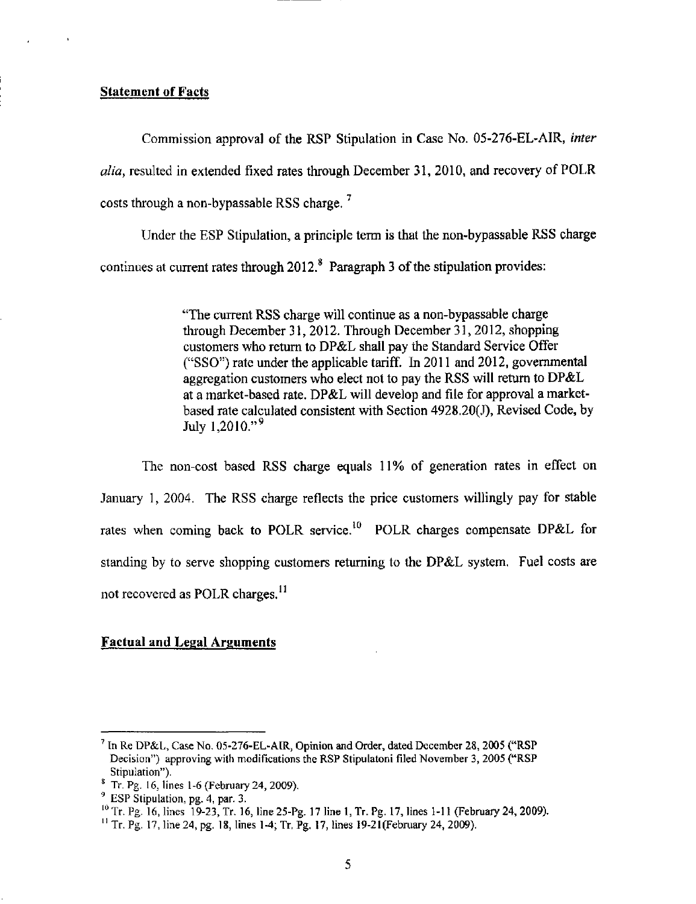**Statement of Facts**

Commission approval of the RSP Stipulation in Case No. 05-276-EL-AIR, *inter alia*, resulted in extended fixed rates through December 31, 2010, and recovery of POLR costs through a non-bypassable RSS charge. [7]

Under the ESP Stipulation, a principle term is that the non-bypassable RSS charge continues at current rates through 2012.[8] Paragraph 3 of the stipulation provides:

> "The current RSS charge will continue as a non-bypassable charge through December 31, 2012. Through December 31, 2012, shopping customers who return to DP&L shall pay the Standard Service Offer ("SSO") rate under the applicable tariff. In 2011 and 2012, governmental aggregation customers who elect not to pay the RSS will return to DP&L at a market-based rate. DP&L will develop and file for approval a market-based rate calculated consistent with Section 4928.20(J), Revised Code, by July 1,2010."[9]

The non-cost based RSS charge equals 11% of generation rates in effect on January 1, 2004. The RSS charge reflects the price customers willingly pay for stable rates when coming back to POLR service.[10] POLR charges compensate DP&L for standing by to serve shopping customers returning to the DP&L system. Fuel costs are not recovered as POLR charges.[11]

**Factual and Legal Arguments**

---

[7] In Re DP&L, Case No. 05-276-EL-AIR, Opinion and Order, dated December 28, 2005 ("RSP Decision") approving with modifications the RSP Stipulatoni filed November 3, 2005 ("RSP Stipulation").

[8] Tr. Pg. 16, lines 1-6 (February 24, 2009).

[9] ESP Stipulation, pg. 4, par. 3.

[10] Tr. Pg. 16, lines 19-23, Tr. 16, line 25-Pg. 17 line 1, Tr. Pg. 17, lines 1-11 (February 24, 2009).

[11] Tr. Pg. 17, line 24, pg. 18, lines 1-4; Tr. Pg. 17, lines 19-21(February 24, 2009).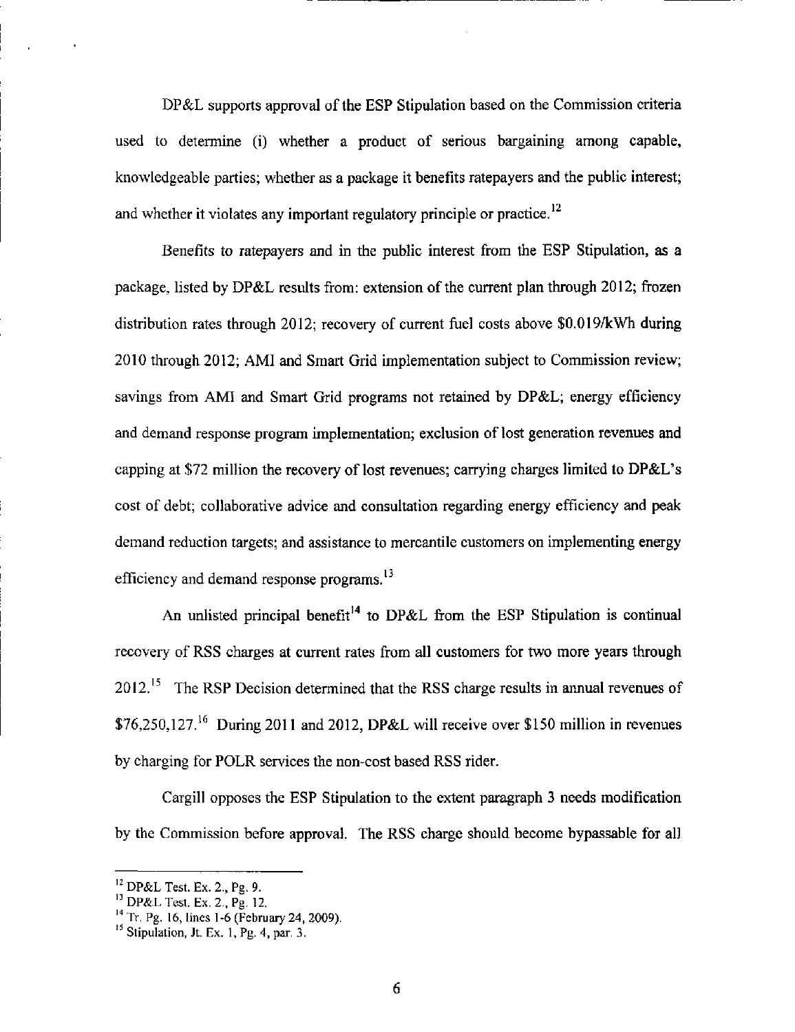DP&L supports approval of the ESP Stipulation based on the Commission criteria used to determine (i) whether a product of serious bargaining among capable, knowledgeable parties; whether as a package it benefits ratepayers and the public interest; and whether it violates any important regulatory principle or practice.[12]

Benefits to ratepayers and in the public interest from the ESP Stipulation, as a package, listed by DP&L results from: extension of the current plan through 2012; frozen distribution rates through 2012; recovery of current fuel costs above $0.019/kWh during 2010 through 2012; AMI and Smart Grid implementation subject to Commission review; savings from AMI and Smart Grid programs not retained by DP&L; energy efficiency and demand response program implementation; exclusion of lost generation revenues and capping at $72 million the recovery of lost revenues; carrying charges limited to DP&L's cost of debt; collaborative advice and consultation regarding energy efficiency and peak demand reduction targets; and assistance to mercantile customers on implementing energy efficiency and demand response programs.[13]

An unlisted principal benefit[14] to DP&L from the ESP Stipulation is continual recovery of RSS charges at current rates from all customers for two more years through 2012.[15] The RSP Decision determined that the RSS charge results in annual revenues of $76,250,127.[16] During 2011 and 2012, DP&L will receive over $150 million in revenues by charging for POLR services the non-cost based RSS rider.

Cargill opposes the ESP Stipulation to the extent paragraph 3 needs modification by the Commission before approval. The RSS charge should become bypassable for all

---

[12] DP&L Test. Ex. 2., Pg. 9.

[13] DP&L Test. Ex. 2., Pg. 12.

[14] Tr. Pg. 16, lines 1-6 (February 24, 2009).

[15] Stipulation, Jt. Ex. 1, Pg. 4, par. 3.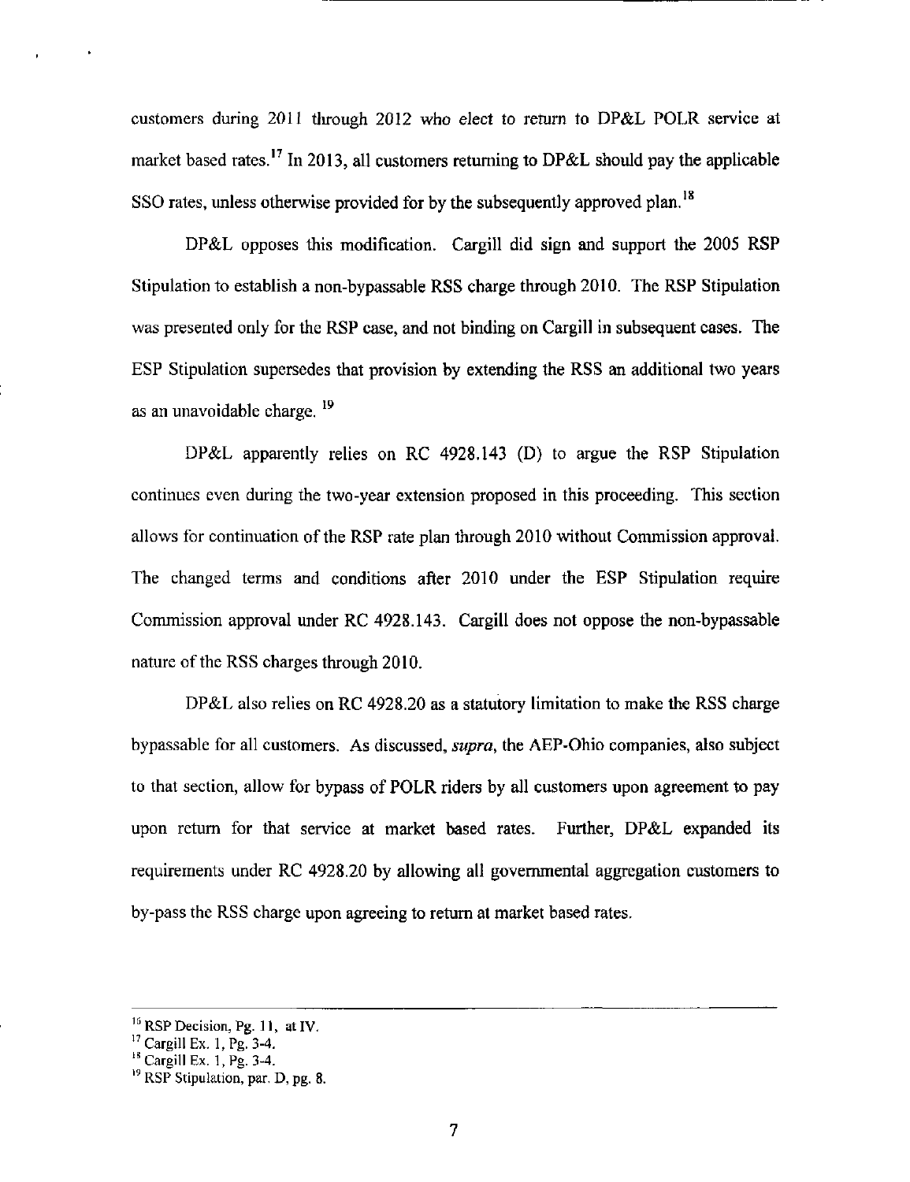customers during 2011 through 2012 who elect to return to DP&L POLR service at market based rates.[17] In 2013, all customers returning to DP&L should pay the applicable SSO rates, unless otherwise provided for by the subsequently approved plan.[18]

DP&L opposes this modification. Cargill did sign and support the 2005 RSP Stipulation to establish a non-bypassable RSS charge through 2010. The RSP Stipulation was presented only for the RSP case, and not binding on Cargill in subsequent cases. The ESP Stipulation supersedes that provision by extending the RSS an additional two years as an unavoidable charge. [19]

DP&L apparently relies on RC 4928.143 (D) to argue the RSP Stipulation continues even during the two-year extension proposed in this proceeding. This section allows for continuation of the RSP rate plan through 2010 without Commission approval. The changed terms and conditions after 2010 under the ESP Stipulation require Commission approval under RC 4928.143. Cargill does not oppose the non-bypassable nature of the RSS charges through 2010.

DP&L also relies on RC 4928.20 as a statutory limitation to make the RSS charge bypassable for all customers. As discussed, *supra*, the AEP-Ohio companies, also subject to that section, allow for bypass of POLR riders by all customers upon agreement to pay upon return for that service at market based rates. Further, DP&L expanded its requirements under RC 4928.20 by allowing all governmental aggregation customers to by-pass the RSS charge upon agreeing to return at market based rates.

---

[16] RSP Decision, Pg. 11, at IV.

[17] Cargill Ex. 1, Pg. 3-4.

[18] Cargill Ex. 1, Pg. 3-4.

[19] RSP Stipulation, par. D, pg. 8.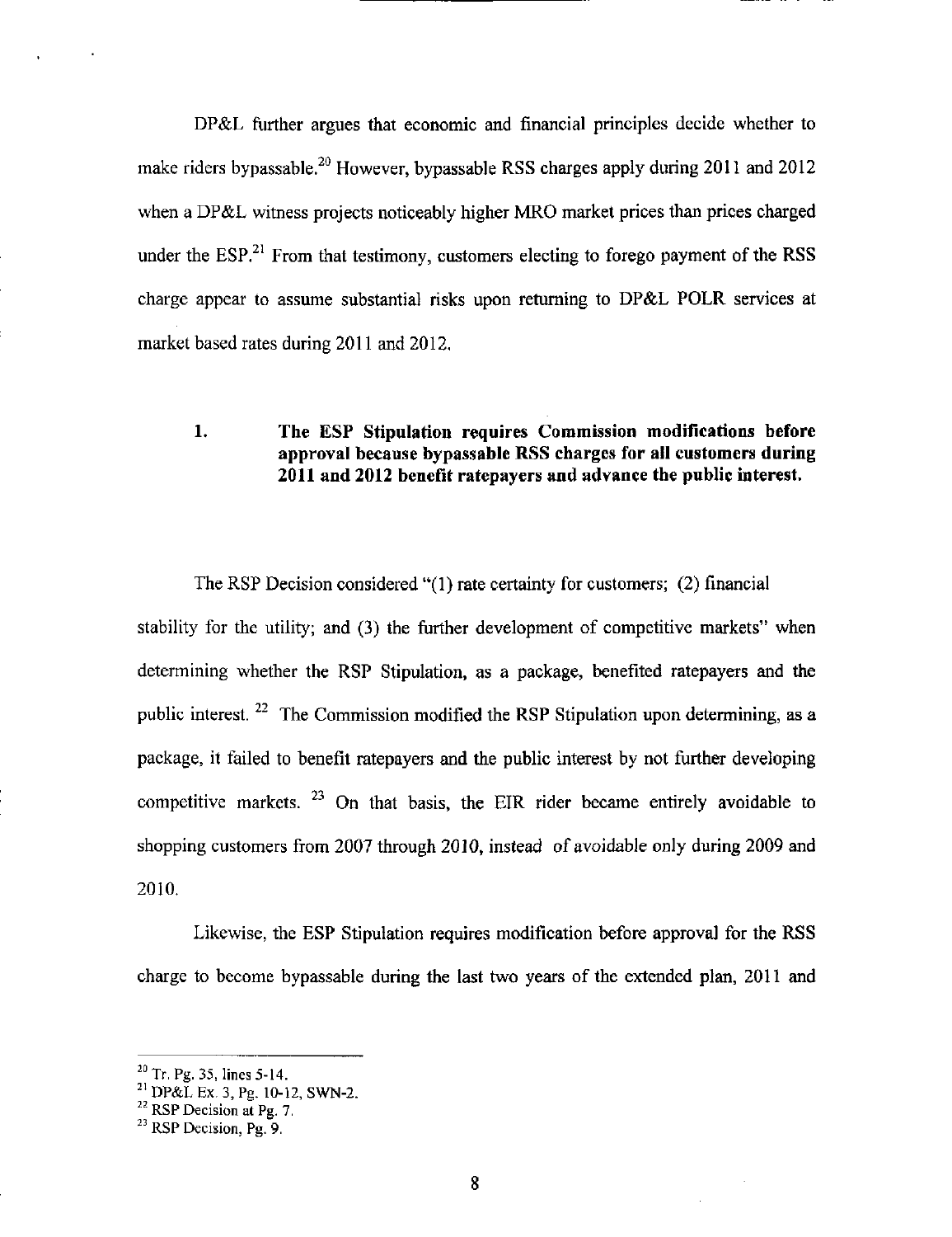DP&L further argues that economic and financial principles decide whether to make riders bypassable.[20] However, bypassable RSS charges apply during 2011 and 2012 when a DP&L witness projects noticeably higher MRO market prices than prices charged under the ESP.[21] From that testimony, customers electing to forego payment of the RSS charge appear to assume substantial risks upon returning to DP&L POLR services at market based rates during 2011 and 2012.

### 1. The ESP Stipulation requires Commission modifications before approval because bypassable RSS charges for all customers during 2011 and 2012 benefit ratepayers and advance the public interest.

The RSP Decision considered "(1) rate certainty for customers; (2) financial stability for the utility; and (3) the further development of competitive markets" when determining whether the RSP Stipulation, as a package, benefited ratepayers and the public interest. [22] The Commission modified the RSP Stipulation upon determining, as a package, it failed to benefit ratepayers and the public interest by not further developing competitive markets. [23] On that basis, the EIR rider became entirely avoidable to shopping customers from 2007 through 2010, instead of avoidable only during 2009 and 2010.

Likewise, the ESP Stipulation requires modification before approval for the RSS charge to become bypassable during the last two years of the extended plan, 2011 and

---

[20] Tr. Pg. 35, lines 5-14.

[21] DP&L Ex. 3, Pg. 10-12, SWN-2.

[22] RSP Decision at Pg. 7.

[23] RSP Decision, Pg. 9.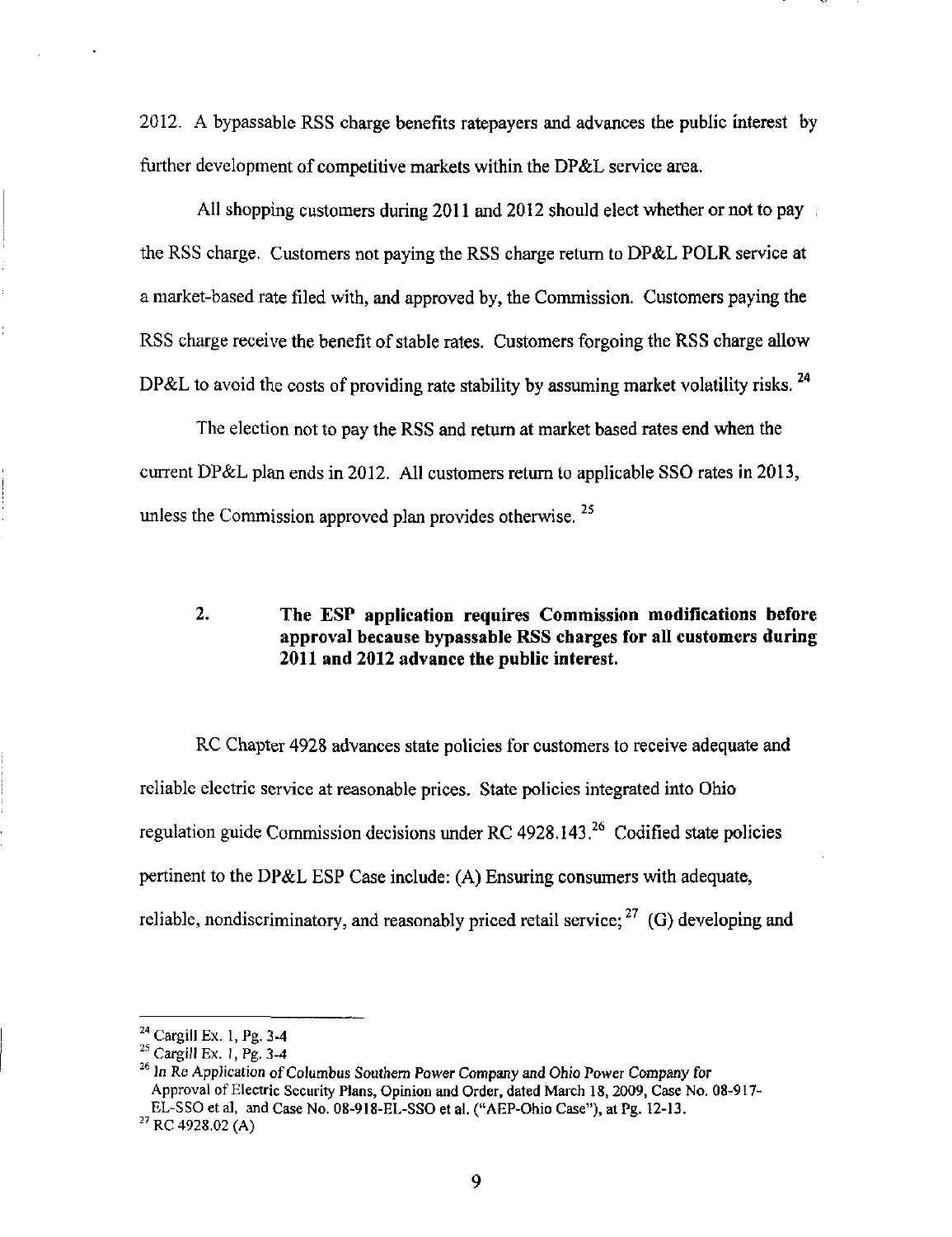2012. A bypassable RSS charge benefits ratepayers and advances the public interest by further development of competitive markets within the DP&L service area.

All shopping customers during 2011 and 2012 should elect whether or not to pay the RSS charge. Customers not paying the RSS charge return to DP&L POLR service at a market-based rate filed with, and approved by, the Commission. Customers paying the RSS charge receive the benefit of stable rates. Customers forgoing the RSS charge allow DP&L to avoid the costs of providing rate stability by assuming market volatility risks. [24]

The election not to pay the RSS and return at market based rates end when the current DP&L plan ends in 2012. All customers return to applicable SSO rates in 2013, unless the Commission approved plan provides otherwise. [25]

**2. The ESP application requires Commission modifications before approval because bypassable RSS charges for all customers during 2011 and 2012 advance the public interest.**

RC Chapter 4928 advances state policies for customers to receive adequate and reliable electric service at reasonable prices. State policies integrated into Ohio regulation guide Commission decisions under RC 4928.143.[26] Codified state policies pertinent to the DP&L ESP Case include: (A) Ensuring consumers with adequate, reliable, nondiscriminatory, and reasonably priced retail service; [27] (G) developing and

---

[24] Cargill Ex. 1, Pg. 3-4

[25] Cargill Ex. 1, Pg. 3-4

[26] *In Re Application of Columbus Southern Power Company and Ohio Power Company for Approval of Electric Security Plans*, Opinion and Order, dated March 18, 2009, Case No. 08-917-EL-SSO et al, and Case No. 08-918-EL-SSO et al. ("AEP-Ohio Case"), at Pg. 12-13.

[27] RC 4928.02 (A)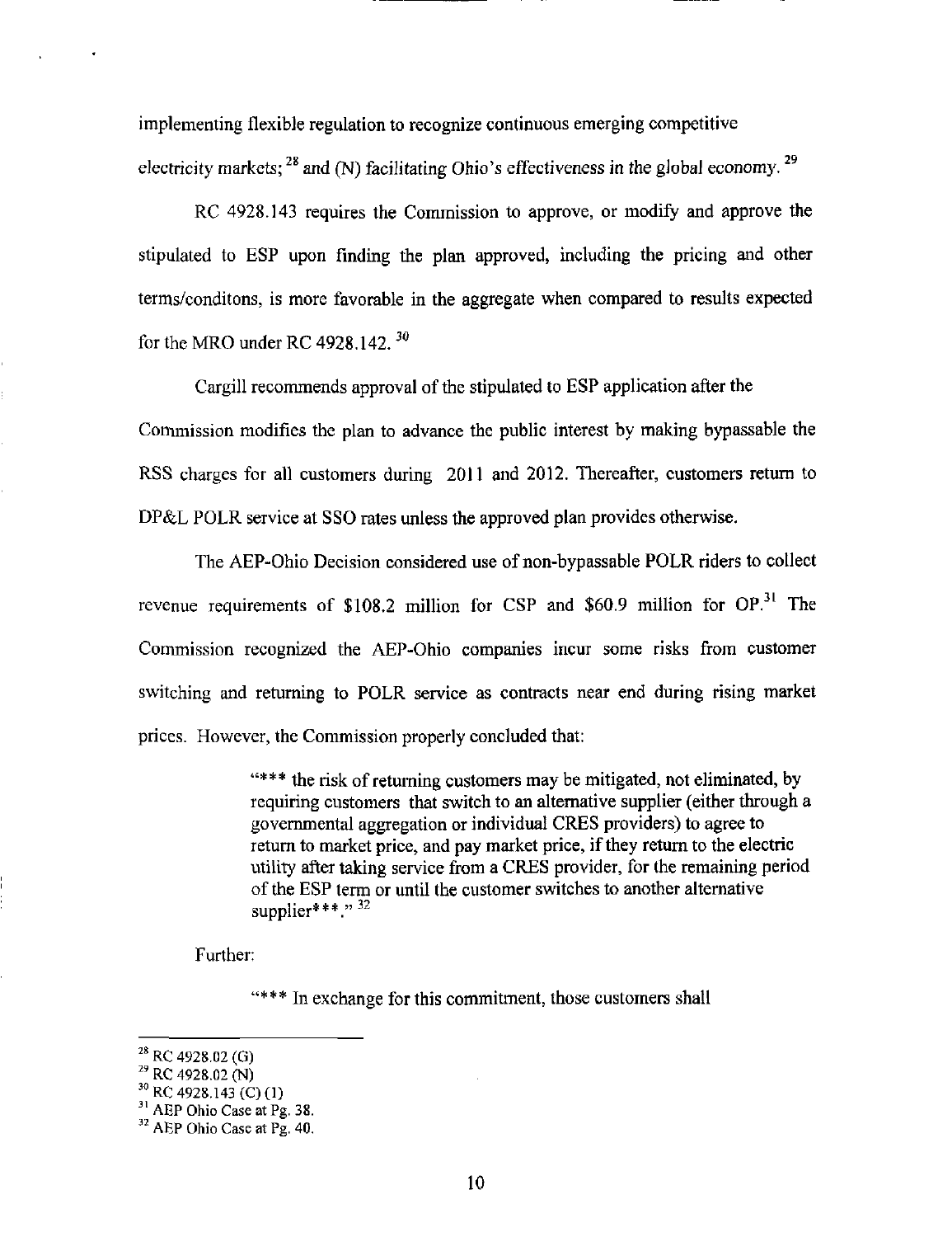implementing flexible regulation to recognize continuous emerging competitive electricity markets; [28] and (N) facilitating Ohio's effectiveness in the global economy. [29]

RC 4928.143 requires the Commission to approve, or modify and approve the stipulated to ESP upon finding the plan approved, including the pricing and other terms/conditons, is more favorable in the aggregate when compared to results expected for the MRO under RC 4928.142. [30]

Cargill recommends approval of the stipulated to ESP application after the Commission modifies the plan to advance the public interest by making bypassable the RSS charges for all customers during 2011 and 2012. Thereafter, customers return to DP&L POLR service at SSO rates unless the approved plan provides otherwise.

The AEP-Ohio Decision considered use of non-bypassable POLR riders to collect revenue requirements of $108.2 million for CSP and $60.9 million for OP.[31] The Commission recognized the AEP-Ohio companies incur some risks from customer switching and returning to POLR service as contracts near end during rising market prices. However, the Commission properly concluded that:

> "*** the risk of returning customers may be mitigated, not eliminated, by requiring customers that switch to an alternative supplier (either through a governmental aggregation or individual CRES providers) to agree to return to market price, and pay market price, if they return to the electric utility after taking service from a CRES provider, for the remaining period of the ESP term or until the customer switches to another alternative supplier***." [32]

Further:

> "*** In exchange for this commitment, those customers shall

---

[28] RC 4928.02 (G)

[29] RC 4928.02 (N)

[30] RC 4928.143 (C) (1)

[31] AEP Ohio Case at Pg. 38.

[32] AEP Ohio Case at Pg. 40.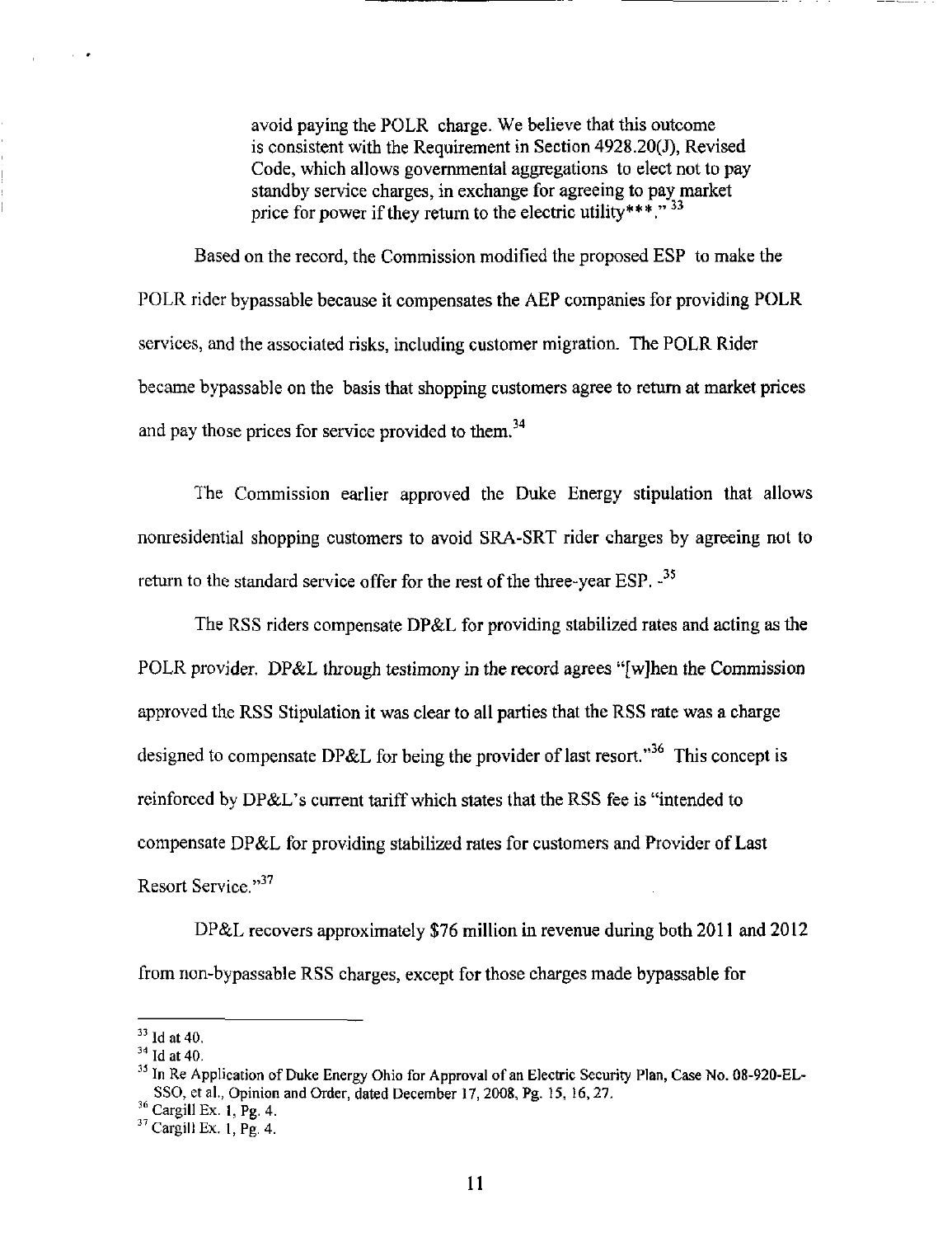> avoid paying the POLR charge. We believe that this outcome is consistent with the Requirement in Section 4928.20(J), Revised Code, which allows governmental aggregations to elect not to pay standby service charges, in exchange for agreeing to pay market price for power if they return to the electric utility***." [33]

Based on the record, the Commission modified the proposed ESP to make the POLR rider bypassable because it compensates the AEP companies for providing POLR services, and the associated risks, including customer migration. The POLR Rider became bypassable on the basis that shopping customers agree to return at market prices and pay those prices for service provided to them.[34]

The Commission earlier approved the Duke Energy stipulation that allows nonresidential shopping customers to avoid SRA-SRT rider charges by agreeing not to return to the standard service offer for the rest of the three-year ESP. -[35]

The RSS riders compensate DP&L for providing stabilized rates and acting as the POLR provider. DP&L through testimony in the record agrees "[w]hen the Commission approved the RSS Stipulation it was clear to all parties that the RSS rate was a charge designed to compensate DP&L for being the provider of last resort."[36] This concept is reinforced by DP&L's current tariff which states that the RSS fee is "intended to compensate DP&L for providing stabilized rates for customers and Provider of Last Resort Service."[37]

DP&L recovers approximately $76 million in revenue during both 2011 and 2012 from non-bypassable RSS charges, except for those charges made bypassable for

---

[33] Id at 40.

[34] Id at 40.

[35] In Re Application of Duke Energy Ohio for Approval of an Electric Security Plan, Case No. 08-920-EL-SSO, et al., Opinion and Order, dated December 17, 2008, Pg. 15, 16, 27.

[36] Cargill Ex. 1, Pg. 4.

[37] Cargill Ex. 1, Pg. 4.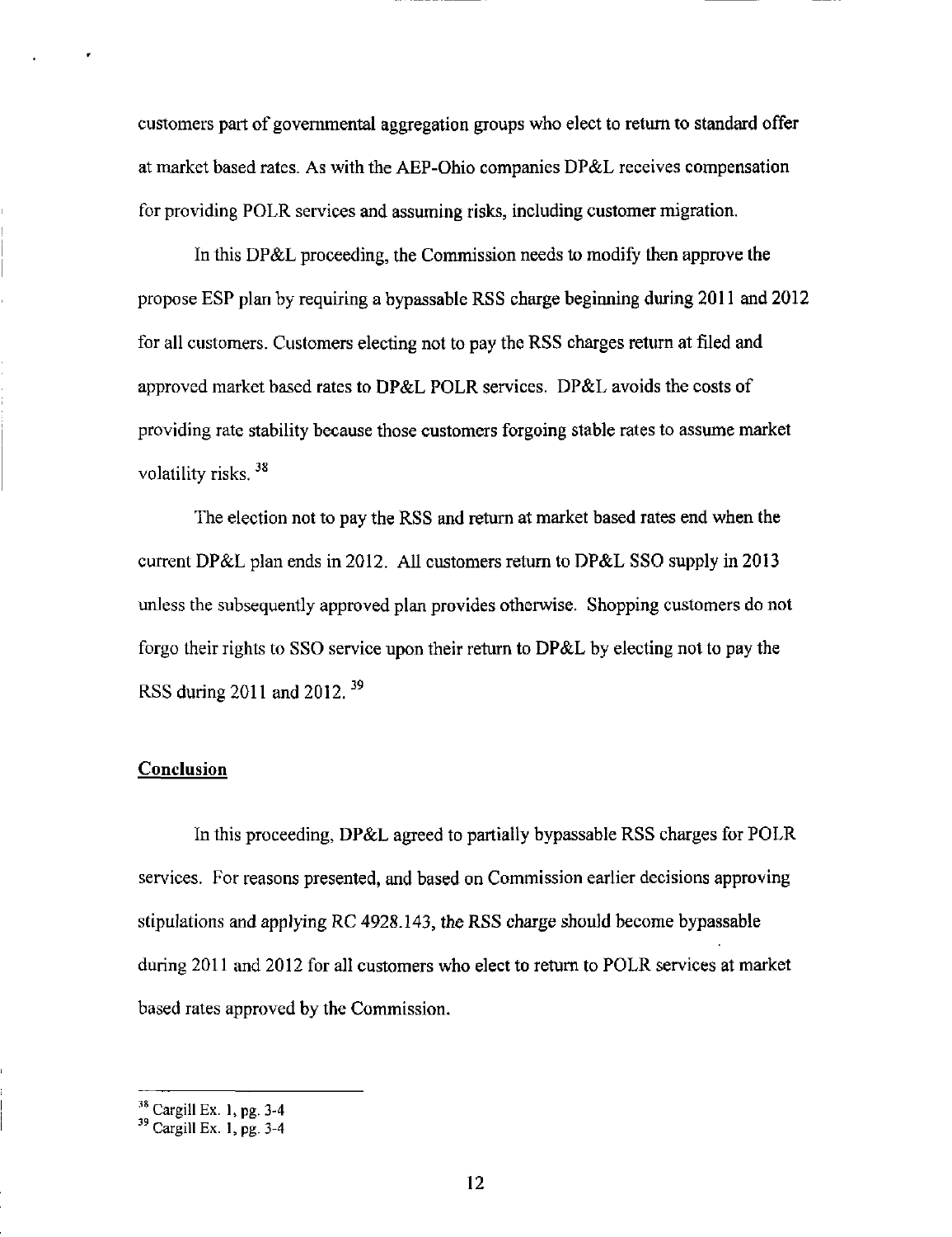customers part of governmental aggregation groups who elect to return to standard offer at market based rates. As with the AEP-Ohio companies DP&L receives compensation for providing POLR services and assuming risks, including customer migration.

In this DP&L proceeding, the Commission needs to modify then approve the propose ESP plan by requiring a bypassable RSS charge beginning during 2011 and 2012 for all customers. Customers electing not to pay the RSS charges return at filed and approved market based rates to DP&L POLR services. DP&L avoids the costs of providing rate stability because those customers forgoing stable rates to assume market volatility risks. [38]

The election not to pay the RSS and return at market based rates end when the current DP&L plan ends in 2012. All customers return to DP&L SSO supply in 2013 unless the subsequently approved plan provides otherwise. Shopping customers do not forgo their rights to SSO service upon their return to DP&L by electing not to pay the RSS during 2011 and 2012. [39]

## Conclusion

In this proceeding, DP&L agreed to partially bypassable RSS charges for POLR services. For reasons presented, and based on Commission earlier decisions approving stipulations and applying RC 4928.143, the RSS charge should become bypassable during 2011 and 2012 for all customers who elect to return to POLR services at market based rates approved by the Commission.

---

[38] Cargill Ex. 1, pg. 3-4

[39] Cargill Ex. 1, pg. 3-4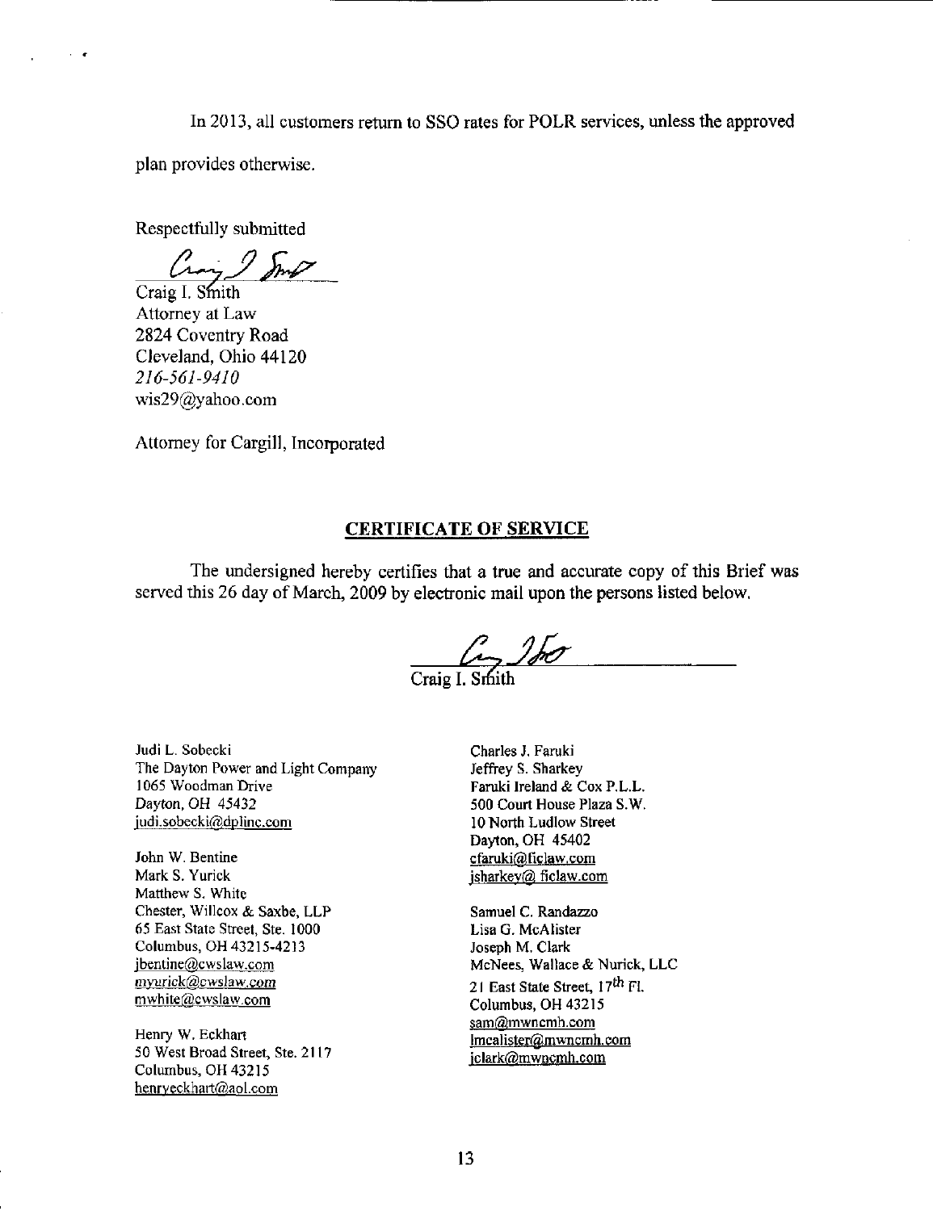In 2013, all customers return to SSO rates for POLR services, unless the approved plan provides otherwise.

Respectfully submitted

Craig I. Smith
Attorney at Law
2824 Coventry Road
Cleveland, Ohio 44120
*216-561-9410*
wis29@yahoo.com

Attorney for Cargill, Incorporated

## CERTIFICATE OF SERVICE

The undersigned hereby certifies that a true and accurate copy of this Brief was served this 26 day of March, 2009 by electronic mail upon the persons listed below.

Craig I. Smith

Judi L. Sobecki
The Dayton Power and Light Company
1065 Woodman Drive
Dayton, OH 45432
judi.sobecki@dplinc.com

John W. Bentine
Mark S. Yurick
Matthew S. White
Chester, Willcox & Saxbe, LLP
65 East State Street, Ste. 1000
Columbus, OH 43215-4213
jbentine@cwslaw.com
myurick@cwslaw.com
mwhite@cwslaw.com

Henry W. Eckhart
50 West Broad Street, Ste. 2117
Columbus, OH 43215
henryeckhart@aol.com

Charles J. Faruki
Jeffrey S. Sharkey
Faruki Ireland & Cox P.L.L.
500 Court House Plaza S.W.
10 North Ludlow Street
Dayton, OH 45402
cfaruki@ficlaw.com
jsharkey@ ficlaw.com

Samuel C. Randazzo
Lisa G. McAlister
Joseph M. Clark
McNees, Wallace & Nurick, LLC
21 East State Street, 17th Fl.
Columbus, OH 43215
sam@mwncmh.com
lmcalister@mwncmh.com
jclark@mwncmh.com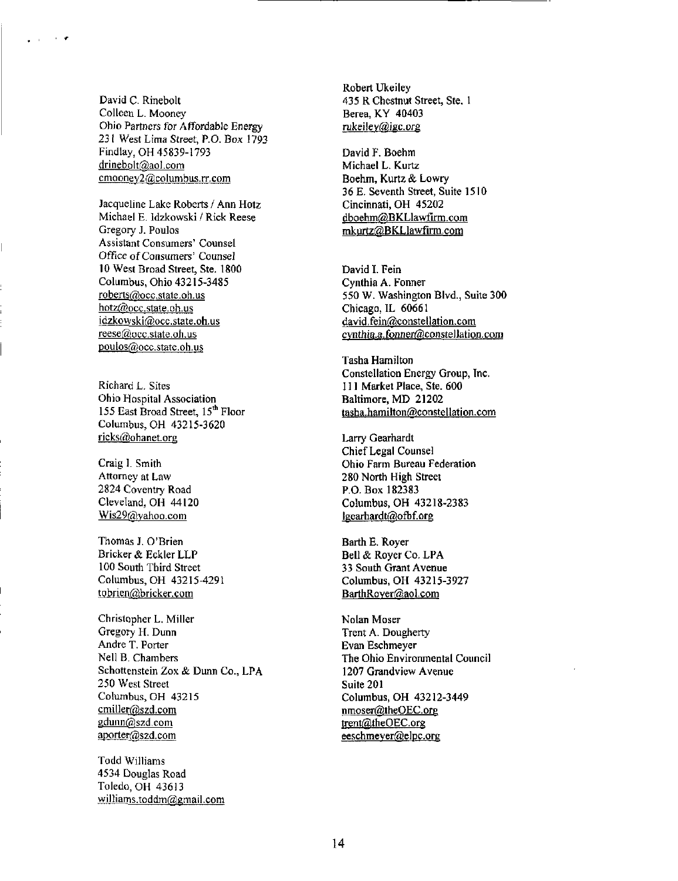David C. Rinebolt
Colleen L. Mooney
Ohio Partners for Affordable Energy
231 West Lima Street, P.O. Box 1793
Findlay, OH 45839-1793
drinebolt@aol.com
cmooney2@columbus.rr.com

Jacqueline Lake Roberts / Ann Hotz
Michael E. Idzkowski / Rick Reese
Gregory J. Poulos
Assistant Consumers' Counsel
Office of Consumers' Counsel
10 West Broad Street, Ste. 1800
Columbus, Ohio 43215-3485
roberts@occ.state.oh.us
hotz@occ.state.oh.us
idzkowski@occ.state.oh.us
reese@occ.state.oh.us
poulos@occ.state.oh.us

Richard L. Sites
Ohio Hospital Association
155 East Broad Street, 15th Floor
Columbus, OH 43215-3620
ricks@ohanet.org

Craig I. Smith
Attorney at Law
2824 Coventry Road
Cleveland, OH 44120
Wis29@yahoo.com

Thomas J. O'Brien
Bricker & Eckler LLP
100 South Third Street
Columbus, OH 43215-4291
tobrien@bricker.com

Christopher L. Miller
Gregory H. Dunn
Andre T. Porter
Nell B. Chambers
Schottenstein Zox & Dunn Co., LPA
250 West Street
Columbus, OH 43215
cmiller@szd.com
gdunn@szd.com
aporter@szd.com

Todd Williams
4534 Douglas Road
Toledo, OH 43613
williams.toddm@gmail.com

Robert Ukeiley
435 R Chestnut Street, Ste. 1
Berea, KY 40403
rukeiley@igc.org

David F. Boehm
Michael L. Kurtz
Boehm, Kurtz & Lowry
36 E. Seventh Street, Suite 1510
Cincinnati, OH 45202
dboehm@BKLlawfirm.com
mkurtz@BKLlawfirm.com

David I. Fein
Cynthia A. Fonner
550 W. Washington Blvd., Suite 300
Chicago, IL 60661
david.fein@constellation.com
cynthia.a.fonner@constellation.com

Tasha Hamilton
Constellation Energy Group, Inc.
111 Market Place, Ste. 600
Baltimore, MD 21202
tasha.hamilton@constellation.com

Larry Gearhardt
Chief Legal Counsel
Ohio Farm Bureau Federation
280 North High Street
P.O. Box 182383
Columbus, OH 43218-2383
lgearhardt@ofbf.org

Barth E. Royer
Bell & Royer Co. LPA
33 South Grant Avenue
Columbus, OH 43215-3927
BarthRoyer@aol.com

Nolan Moser
Trent A. Dougherty
Evan Eschmeyer
The Ohio Environmental Council
1207 Grandview Avenue
Suite 201
Columbus, OH 43212-3449
nmoser@theOEC.org
trent@theOEC.org
eeschmeyer@elpc.org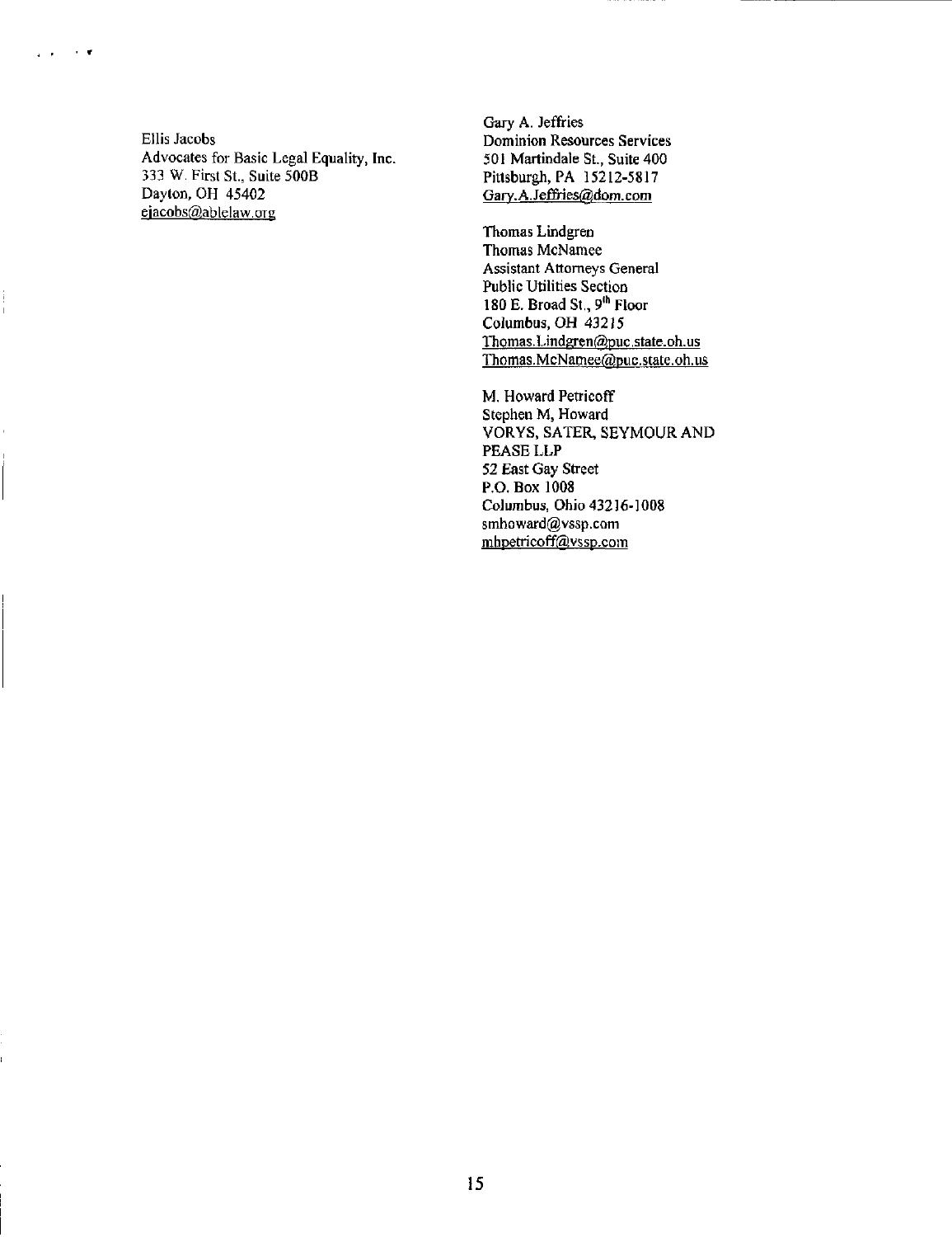Ellis Jacobs
Advocates for Basic Legal Equality, Inc.
333 W. First St., Suite 500B
Dayton, OH 45402
ejacobs@ablelaw.org

Gary A. Jeffries
Dominion Resources Services
501 Martindale St., Suite 400
Pittsburgh, PA 15212-5817
Gary.A.Jeffries@dom.com

Thomas Lindgren
Thomas McNamee
Assistant Attorneys General
Public Utilities Section
180 E. Broad St., 9th Floor
Columbus, OH 43215
Thomas.Lindgren@puc.state.oh.us
Thomas.McNamee@puc.state.oh.us

M. Howard Petricoff
Stephen M, Howard
VORYS, SATER, SEYMOUR AND PEASE LLP
52 East Gay Street
P.O. Box 1008
Columbus, Ohio 43216-1008
smhoward@vssp.com
mhpetricoff@vssp.com